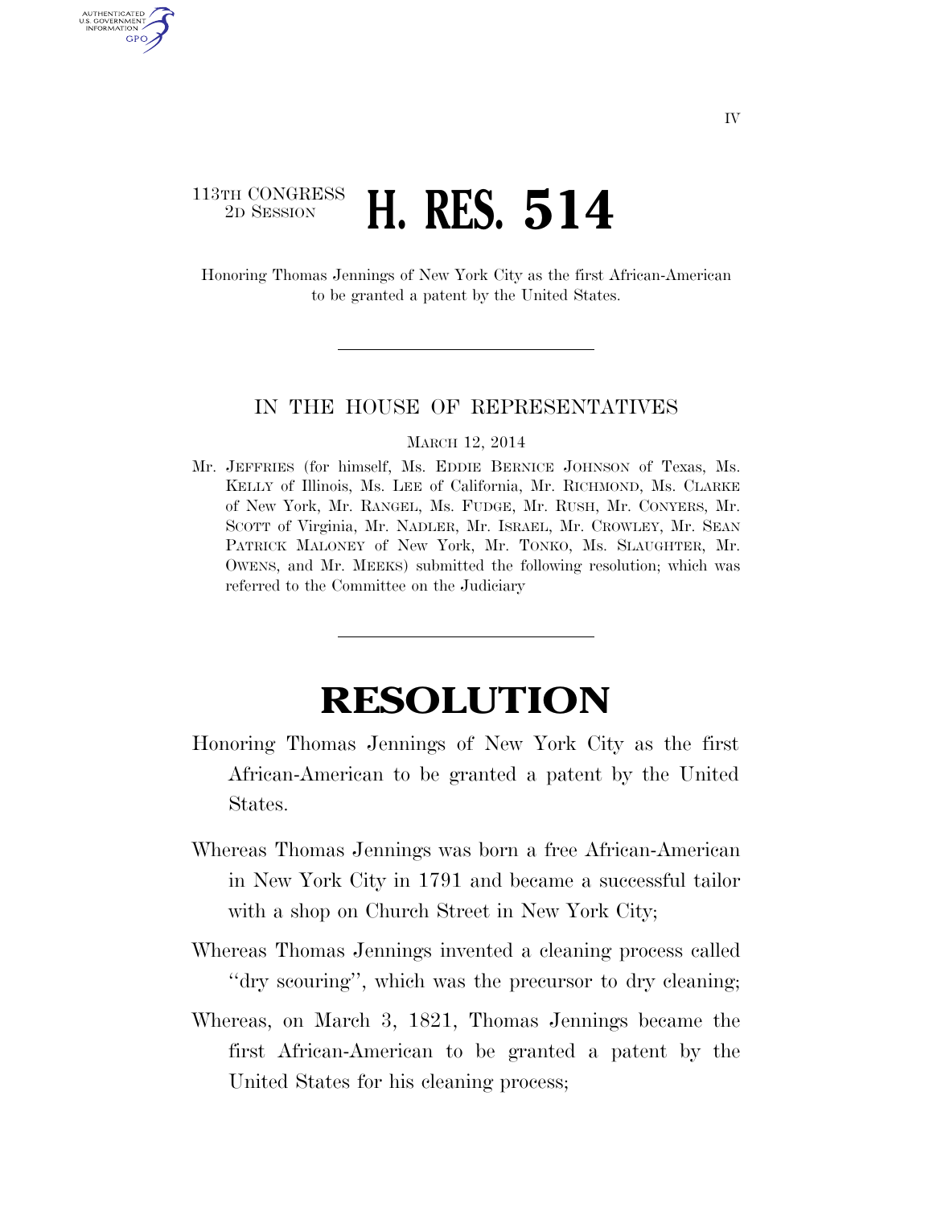113TH CONGRESS
2D SESSION

# H. RES. 514

Honoring Thomas Jennings of New York City as the first African-American to be granted a patent by the United States.

---

IN THE HOUSE OF REPRESENTATIVES

MARCH 12, 2014

Mr. JEFFRIES (for himself, Ms. EDDIE BERNICE JOHNSON of Texas, Ms. KELLY of Illinois, Ms. LEE of California, Mr. RICHMOND, Ms. CLARKE of New York, Mr. RANGEL, Ms. FUDGE, Mr. RUSH, Mr. CONYERS, Mr. SCOTT of Virginia, Mr. NADLER, Mr. ISRAEL, Mr. CROWLEY, Mr. SEAN PATRICK MALONEY of New York, Mr. TONKO, Ms. SLAUGHTER, Mr. OWENS, and Mr. MEEKS) submitted the following resolution; which was referred to the Committee on the Judiciary

---

# RESOLUTION

Honoring Thomas Jennings of New York City as the first African-American to be granted a patent by the United States.

Whereas Thomas Jennings was born a free African-American in New York City in 1791 and became a successful tailor with a shop on Church Street in New York City;

Whereas Thomas Jennings invented a cleaning process called "dry scouring", which was the precursor to dry cleaning;

Whereas, on March 3, 1821, Thomas Jennings became the first African-American to be granted a patent by the United States for his cleaning process;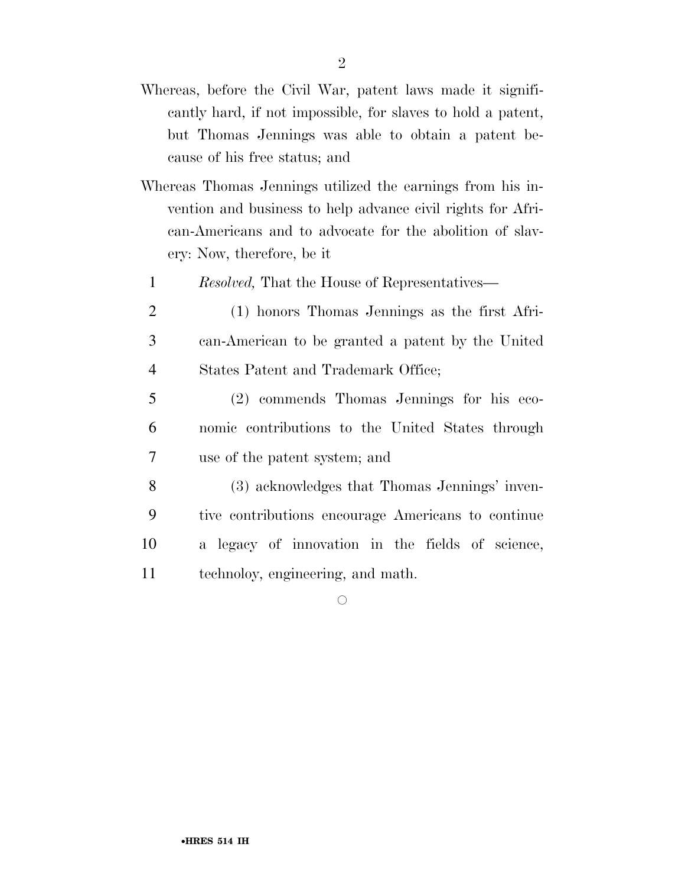Whereas, before the Civil War, patent laws made it significantly hard, if not impossible, for slaves to hold a patent, but Thomas Jennings was able to obtain a patent because of his free status; and

Whereas Thomas Jennings utilized the earnings from his invention and business to help advance civil rights for African-Americans and to advocate for the abolition of slavery: Now, therefore, be it

*Resolved,* That the House of Representatives—

(1) honors Thomas Jennings as the first African-American to be granted a patent by the United States Patent and Trademark Office;

(2) commends Thomas Jennings for his economic contributions to the United States through use of the patent system; and

(3) acknowledges that Thomas Jennings' inventive contributions encourage Americans to continue a legacy of innovation in the fields of science, technoloy, engineering, and math.